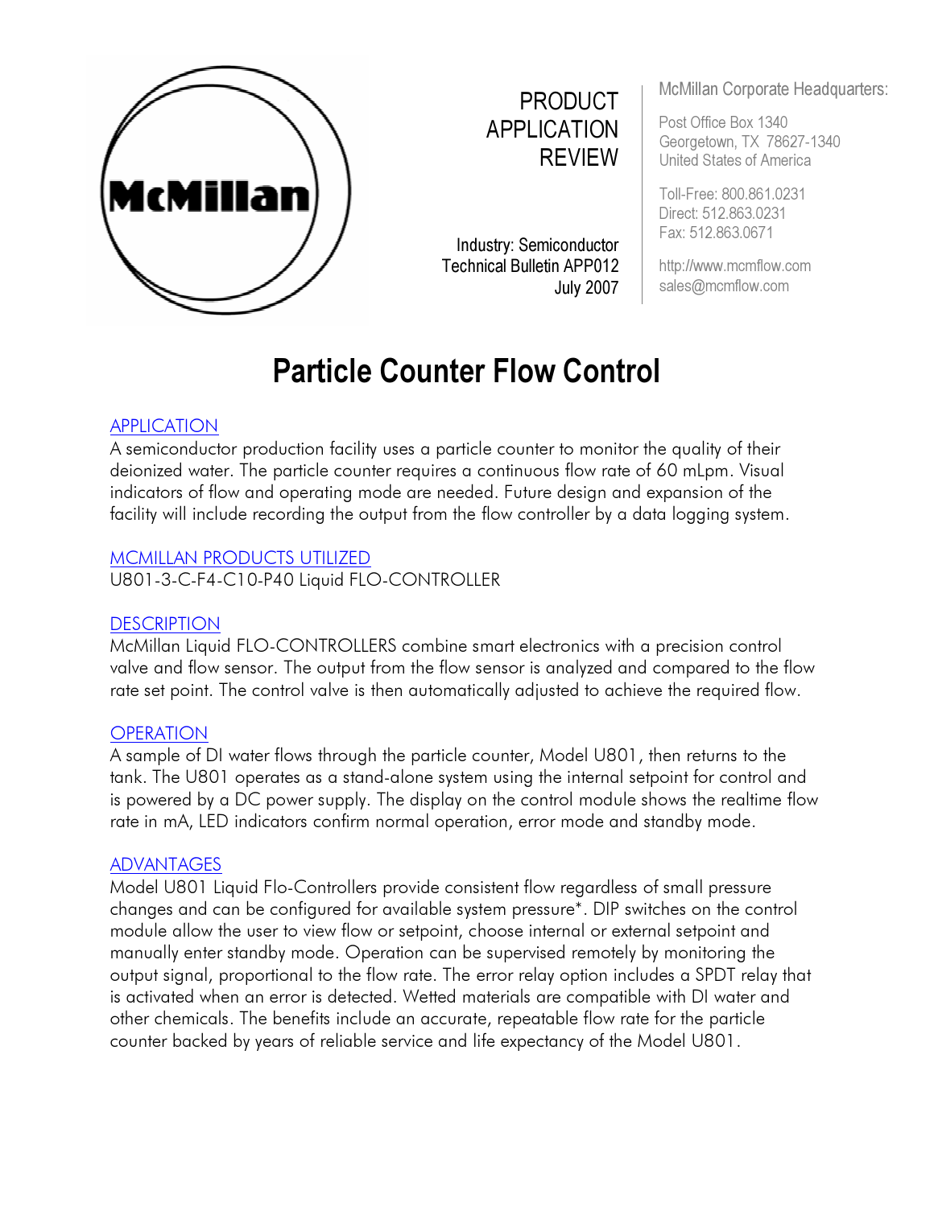PRODUCT APPLICATION REVIEW

Industry: Semiconductor
Technical Bulletin APP012
July 2007

McMillan Corporate Headquarters:

Post Office Box 1340
Georgetown, TX 78627-1340
United States of America

Toll-Free: 800.861.0231
Direct: 512.863.0231
Fax: 512.863.0671

http://www.mcmflow.com
sales@mcmflow.com

# Particle Counter Flow Control

## APPLICATION

A semiconductor production facility uses a particle counter to monitor the quality of their deionized water. The particle counter requires a continuous flow rate of 60 mLpm. Visual indicators of flow and operating mode are needed. Future design and expansion of the facility will include recording the output from the flow controller by a data logging system.

## MCMILLAN PRODUCTS UTILIZED

U801-3-C-F4-C10-P40 Liquid FLO-CONTROLLER

## DESCRIPTION

McMillan Liquid FLO-CONTROLLERS combine smart electronics with a precision control valve and flow sensor. The output from the flow sensor is analyzed and compared to the flow rate set point. The control valve is then automatically adjusted to achieve the required flow.

## OPERATION

A sample of DI water flows through the particle counter, Model U801, then returns to the tank. The U801 operates as a stand-alone system using the internal setpoint for control and is powered by a DC power supply. The display on the control module shows the realtime flow rate in mA, LED indicators confirm normal operation, error mode and standby mode.

## ADVANTAGES

Model U801 Liquid Flo-Controllers provide consistent flow regardless of small pressure changes and can be configured for available system pressure*. DIP switches on the control module allow the user to view flow or setpoint, choose internal or external setpoint and manually enter standby mode. Operation can be supervised remotely by monitoring the output signal, proportional to the flow rate. The error relay option includes a SPDT relay that is activated when an error is detected. Wetted materials are compatible with DI water and other chemicals. The benefits include an accurate, repeatable flow rate for the particle counter backed by years of reliable service and life expectancy of the Model U801.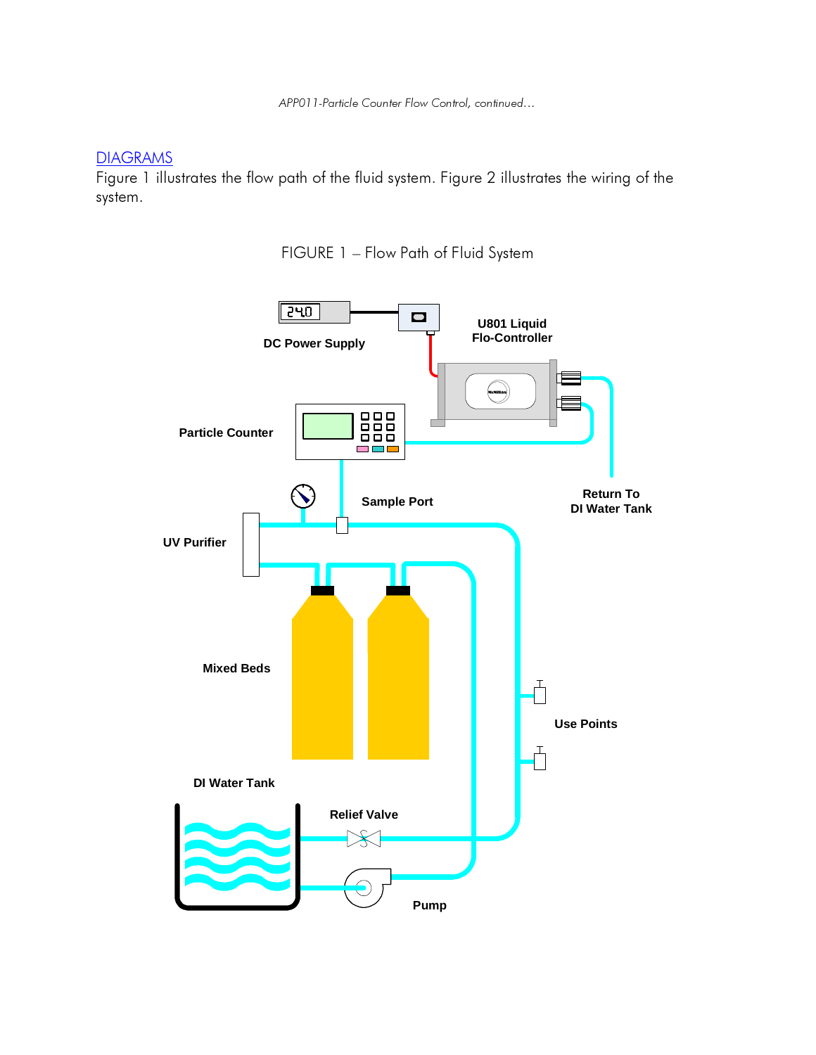## DIAGRAMS

Figure 1 illustrates the flow path of the fluid system. Figure 2 illustrates the wiring of the system.

FIGURE 1 – Flow Path of Fluid System

24.0

DC Power Supply

U801 Liquid Flo-Controller

Particle Counter

Return To DI Water Tank

Sample Port

UV Purifier

Mixed Beds

Use Points

DI Water Tank

Relief Valve

Pump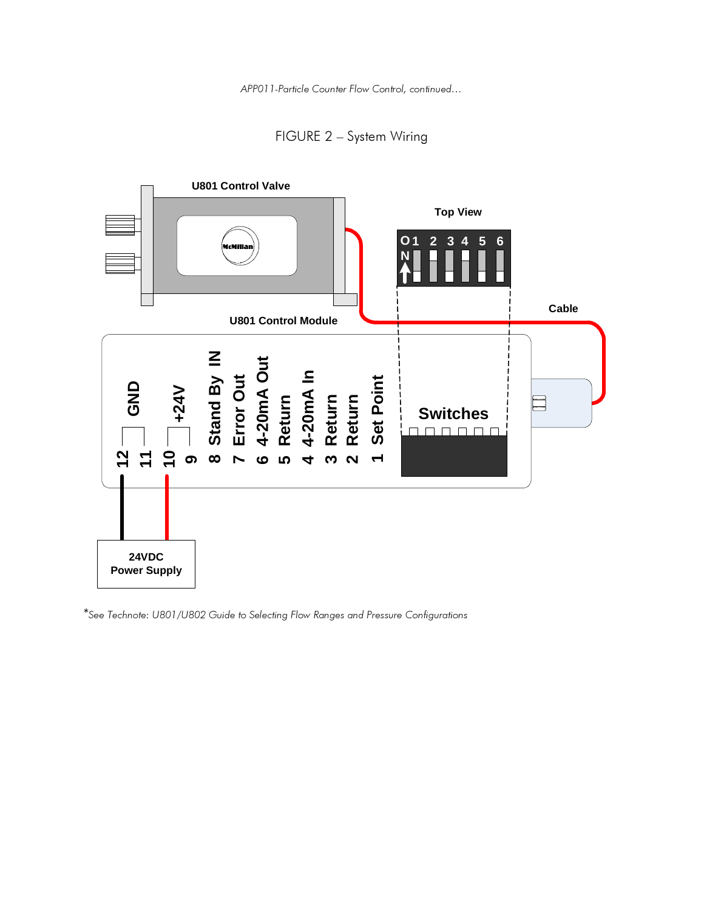FIGURE 2 – System Wiring

U801 Control Valve

McMillan

Top View

O N 1 2 3 4 5 6

Cable

U801 Control Module

GND

+24V

12 11 10 9

8 Stand By IN

7 Error Out

6 4-20mA Out

5 Return

4 4-20mA In

3 Return

2 Return

1 Set Point

Switches

24VDC Power Supply

*See Technote: U801/U802 Guide to Selecting Flow Ranges and Pressure Configurations*